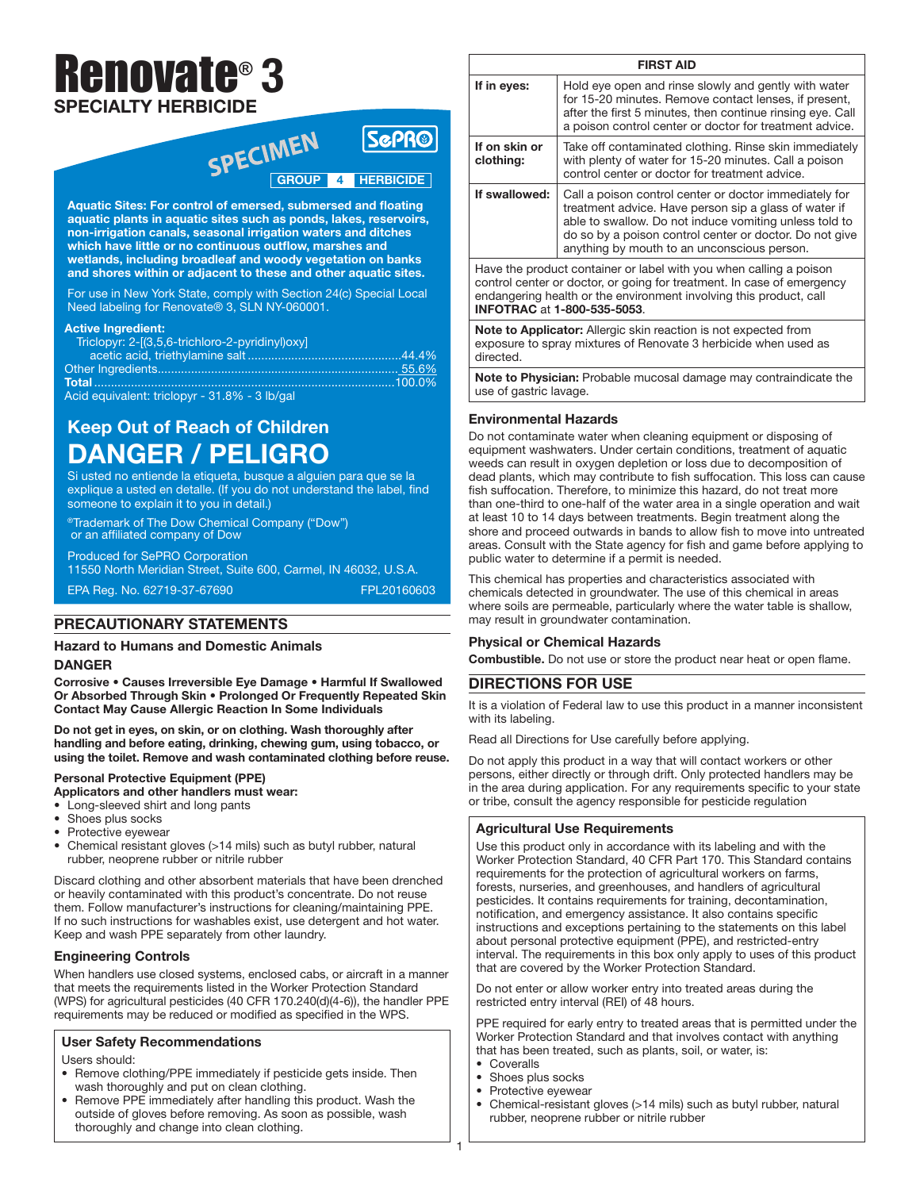# Renovate® 3

## SPECIALTY HERBICIDE

SPECIMEN

SePRO

GROUP 4 HERBICIDE

**Aquatic Sites: For control of emersed, submersed and floating aquatic plants in aquatic sites such as ponds, lakes, reservoirs, non-irrigation canals, seasonal irrigation waters and ditches which have little or no continuous outflow, marshes and wetlands, including broadleaf and woody vegetation on banks and shores within or adjacent to these and other aquatic sites.**

For use in New York State, comply with Section 24(c) Special Local Need labeling for Renovate® 3, SLN NY-060001.

**Active Ingredient:**

| | |
|---|---|
| Triclopyr: 2-[(3,5,6-trichloro-2-pyridinyl)oxy] acetic acid, triethylamine salt | 44.4% |
| Other Ingredients | 55.6% |
| **Total** | 100.0% |

Acid equivalent: triclopyr - 31.8% - 3 lb/gal

## Keep Out of Reach of Children

# DANGER / PELIGRO

Si usted no entiende la etiqueta, busque a alguien para que se la explique a usted en detalle. (If you do not understand the label, find someone to explain it to you in detail.)

®Trademark of The Dow Chemical Company ("Dow") or an affiliated company of Dow

Produced for SePRO Corporation
11550 North Meridian Street, Suite 600, Carmel, IN 46032, U.S.A.

EPA Reg. No. 62719-37-67690 FPL20160603

## PRECAUTIONARY STATEMENTS

### Hazard to Humans and Domestic Animals

### DANGER

**Corrosive • Causes Irreversible Eye Damage • Harmful If Swallowed Or Absorbed Through Skin • Prolonged Or Frequently Repeated Skin Contact May Cause Allergic Reaction In Some Individuals**

**Do not get in eyes, on skin, or on clothing. Wash thoroughly after handling and before eating, drinking, chewing gum, using tobacco, or using the toilet. Remove and wash contaminated clothing before reuse.**

**Personal Protective Equipment (PPE)**
**Applicators and other handlers must wear:**

- Long-sleeved shirt and long pants
- Shoes plus socks
- Protective eyewear
- Chemical resistant gloves (>14 mils) such as butyl rubber, natural rubber, neoprene rubber or nitrile rubber

Discard clothing and other absorbent materials that have been drenched or heavily contaminated with this product's concentrate. Do not reuse them. Follow manufacturer's instructions for cleaning/maintaining PPE. If no such instructions for washables exist, use detergent and hot water. Keep and wash PPE separately from other laundry.

### Engineering Controls

When handlers use closed systems, enclosed cabs, or aircraft in a manner that meets the requirements listed in the Worker Protection Standard (WPS) for agricultural pesticides (40 CFR 170.240(d)(4-6)), the handler PPE requirements may be reduced or modified as specified in the WPS.

### User Safety Recommendations

Users should:

- Remove clothing/PPE immediately if pesticide gets inside. Then wash thoroughly and put on clean clothing.
- Remove PPE immediately after handling this product. Wash the outside of gloves before removing. As soon as possible, wash thoroughly and change into clean clothing.

| FIRST AID | |
|---|---|
| **If in eyes:** | Hold eye open and rinse slowly and gently with water for 15-20 minutes. Remove contact lenses, if present, after the first 5 minutes, then continue rinsing eye. Call a poison control center or doctor for treatment advice. |
| **If on skin or clothing:** | Take off contaminated clothing. Rinse skin immediately with plenty of water for 15-20 minutes. Call a poison control center or doctor for treatment advice. |
| **If swallowed:** | Call a poison control center or doctor immediately for treatment advice. Have person sip a glass of water if able to swallow. Do not induce vomiting unless told to do so by a poison control center or doctor. Do not give anything by mouth to an unconscious person. |
| Have the product container or label with you when calling a poison control center or doctor, or going for treatment. In case of emergency endangering health or the environment involving this product, call **INFOTRAC** at **1-800-535-5053**. | |
| **Note to Applicator:** Allergic skin reaction is not expected from exposure to spray mixtures of Renovate 3 herbicide when used as directed. | |
| **Note to Physician:** Probable mucosal damage may contraindicate the use of gastric lavage. | |

### Environmental Hazards

Do not contaminate water when cleaning equipment or disposing of equipment washwaters. Under certain conditions, treatment of aquatic weeds can result in oxygen depletion or loss due to decomposition of dead plants, which may contribute to fish suffocation. This loss can cause fish suffocation. Therefore, to minimize this hazard, do not treat more than one-third to one-half of the water area in a single operation and wait at least 10 to 14 days between treatments. Begin treatment along the shore and proceed outwards in bands to allow fish to move into untreated areas. Consult with the State agency for fish and game before applying to public water to determine if a permit is needed.

This chemical has properties and characteristics associated with chemicals detected in groundwater. The use of this chemical in areas where soils are permeable, particularly where the water table is shallow, may result in groundwater contamination.

### Physical or Chemical Hazards

**Combustible.** Do not use or store the product near heat or open flame.

## DIRECTIONS FOR USE

It is a violation of Federal law to use this product in a manner inconsistent with its labeling.

Read all Directions for Use carefully before applying.

Do not apply this product in a way that will contact workers or other persons, either directly or through drift. Only protected handlers may be in the area during application. For any requirements specific to your state or tribe, consult the agency responsible for pesticide regulation

### Agricultural Use Requirements

Use this product only in accordance with its labeling and with the Worker Protection Standard, 40 CFR Part 170. This Standard contains requirements for the protection of agricultural workers on farms, forests, nurseries, and greenhouses, and handlers of agricultural pesticides. It contains requirements for training, decontamination, notification, and emergency assistance. It also contains specific instructions and exceptions pertaining to the statements on this label about personal protective equipment (PPE), and restricted-entry interval. The requirements in this box only apply to uses of this product that are covered by the Worker Protection Standard.

Do not enter or allow worker entry into treated areas during the restricted entry interval (REI) of 48 hours.

PPE required for early entry to treated areas that is permitted under the Worker Protection Standard and that involves contact with anything that has been treated, such as plants, soil, or water, is:

- Coveralls
- Shoes plus socks
- Protective eyewear
- Chemical-resistant gloves (>14 mils) such as butyl rubber, natural rubber, neoprene rubber or nitrile rubber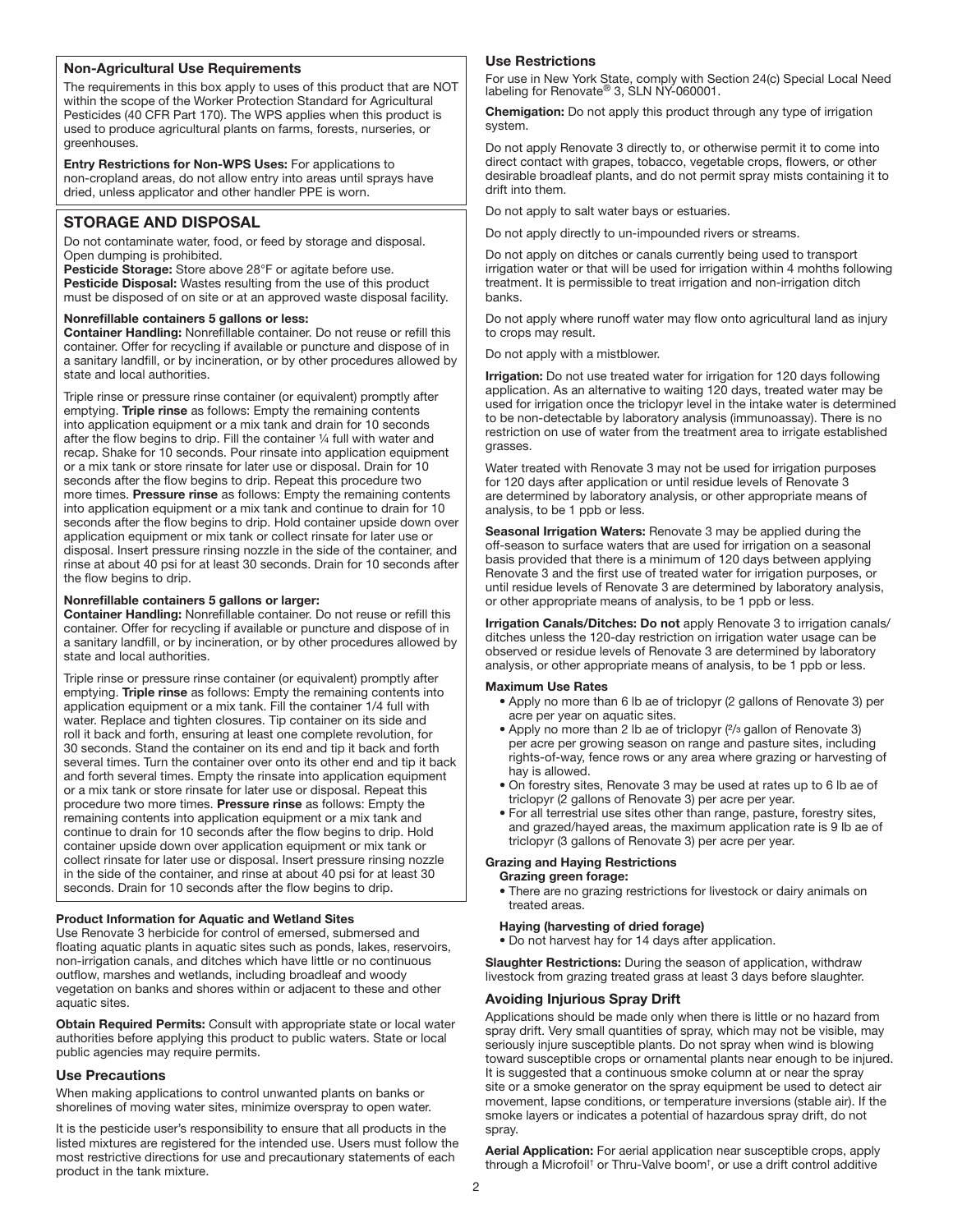### Non-Agricultural Use Requirements

The requirements in this box apply to uses of this product that are NOT within the scope of the Worker Protection Standard for Agricultural Pesticides (40 CFR Part 170). The WPS applies when this product is used to produce agricultural plants on farms, forests, nurseries, or greenhouses.

**Entry Restrictions for Non-WPS Uses:** For applications to non-cropland areas, do not allow entry into areas until sprays have dried, unless applicator and other handler PPE is worn.

## STORAGE AND DISPOSAL

Do not contaminate water, food, or feed by storage and disposal. Open dumping is prohibited.

**Pesticide Storage:** Store above 28°F or agitate before use.

**Pesticide Disposal:** Wastes resulting from the use of this product must be disposed of on site or at an approved waste disposal facility.

**Nonrefillable containers 5 gallons or less:**

**Container Handling:** Nonrefillable container. Do not reuse or refill this container. Offer for recycling if available or puncture and dispose of in a sanitary landfill, or by incineration, or by other procedures allowed by state and local authorities.

Triple rinse or pressure rinse container (or equivalent) promptly after emptying. **Triple rinse** as follows: Empty the remaining contents into application equipment or a mix tank and drain for 10 seconds after the flow begins to drip. Fill the container ¼ full with water and recap. Shake for 10 seconds. Pour rinsate into application equipment or a mix tank or store rinsate for later use or disposal. Drain for 10 seconds after the flow begins to drip. Repeat this procedure two more times. **Pressure rinse** as follows: Empty the remaining contents into application equipment or a mix tank and continue to drain for 10 seconds after the flow begins to drip. Hold container upside down over application equipment or mix tank or collect rinsate for later use or disposal. Insert pressure rinsing nozzle in the side of the container, and rinse at about 40 psi for at least 30 seconds. Drain for 10 seconds after the flow begins to drip.

**Nonrefillable containers 5 gallons or larger:**

**Container Handling:** Nonrefillable container. Do not reuse or refill this container. Offer for recycling if available or puncture and dispose of in a sanitary landfill, or by incineration, or by other procedures allowed by state and local authorities.

Triple rinse or pressure rinse container (or equivalent) promptly after emptying. **Triple rinse** as follows: Empty the remaining contents into application equipment or a mix tank. Fill the container 1/4 full with water. Replace and tighten closures. Tip container on its side and roll it back and forth, ensuring at least one complete revolution, for 30 seconds. Stand the container on its end and tip it back and forth several times. Turn the container over onto its other end and tip it back and forth several times. Empty the rinsate into application equipment or a mix tank or store rinsate for later use or disposal. Repeat this procedure two more times. **Pressure rinse** as follows: Empty the remaining contents into application equipment or a mix tank and continue to drain for 10 seconds after the flow begins to drip. Hold container upside down over application equipment or mix tank or collect rinsate for later use or disposal. Insert pressure rinsing nozzle in the side of the container, and rinse at about 40 psi for at least 30 seconds. Drain for 10 seconds after the flow begins to drip.

**Product Information for Aquatic and Wetland Sites**

Use Renovate 3 herbicide for control of emersed, submersed and floating aquatic plants in aquatic sites such as ponds, lakes, reservoirs, non-irrigation canals, and ditches which have little or no continuous outflow, marshes and wetlands, including broadleaf and woody vegetation on banks and shores within or adjacent to these and other aquatic sites.

**Obtain Required Permits:** Consult with appropriate state or local water authorities before applying this product to public waters. State or local public agencies may require permits.

### Use Precautions

When making applications to control unwanted plants on banks or shorelines of moving water sites, minimize overspray to open water.

It is the pesticide user's responsibility to ensure that all products in the listed mixtures are registered for the intended use. Users must follow the most restrictive directions for use and precautionary statements of each product in the tank mixture.

### Use Restrictions

For use in New York State, comply with Section 24(c) Special Local Need labeling for Renovate® 3, SLN NY-060001.

**Chemigation:** Do not apply this product through any type of irrigation system.

Do not apply Renovate 3 directly to, or otherwise permit it to come into direct contact with grapes, tobacco, vegetable crops, flowers, or other desirable broadleaf plants, and do not permit spray mists containing it to drift into them.

Do not apply to salt water bays or estuaries.

Do not apply directly to un-impounded rivers or streams.

Do not apply on ditches or canals currently being used to transport irrigation water or that will be used for irrigation within 4 mohths following treatment. It is permissible to treat irrigation and non-irrigation ditch banks.

Do not apply where runoff water may flow onto agricultural land as injury to crops may result.

Do not apply with a mistblower.

**Irrigation:** Do not use treated water for irrigation for 120 days following application. As an alternative to waiting 120 days, treated water may be used for irrigation once the triclopyr level in the intake water is determined to be non-detectable by laboratory analysis (immunoassay). There is no restriction on use of water from the treatment area to irrigate established grasses.

Water treated with Renovate 3 may not be used for irrigation purposes for 120 days after application or until residue levels of Renovate 3 are determined by laboratory analysis, or other appropriate means of analysis, to be 1 ppb or less.

**Seasonal Irrigation Waters:** Renovate 3 may be applied during the off-season to surface waters that are used for irrigation on a seasonal basis provided that there is a minimum of 120 days between applying Renovate 3 and the first use of treated water for irrigation purposes, or until residue levels of Renovate 3 are determined by laboratory analysis, or other appropriate means of analysis, to be 1 ppb or less.

**Irrigation Canals/Ditches: Do not** apply Renovate 3 to irrigation canals/ditches unless the 120-day restriction on irrigation water usage can be observed or residue levels of Renovate 3 are determined by laboratory analysis, or other appropriate means of analysis, to be 1 ppb or less.

**Maximum Use Rates**

- Apply no more than 6 lb ae of triclopyr (2 gallons of Renovate 3) per acre per year on aquatic sites.
- Apply no more than 2 lb ae of triclopyr (2/3 gallon of Renovate 3) per acre per growing season on range and pasture sites, including rights-of-way, fence rows or any area where grazing or harvesting of hay is allowed.
- On forestry sites, Renovate 3 may be used at rates up to 6 lb ae of triclopyr (2 gallons of Renovate 3) per acre per year.
- For all terrestrial use sites other than range, pasture, forestry sites, and grazed/hayed areas, the maximum application rate is 9 lb ae of triclopyr (3 gallons of Renovate 3) per acre per year.

**Grazing and Haying Restrictions**

**Grazing green forage:**

- There are no grazing restrictions for livestock or dairy animals on treated areas.

**Haying (harvesting of dried forage)**

- Do not harvest hay for 14 days after application.

**Slaughter Restrictions:** During the season of application, withdraw livestock from grazing treated grass at least 3 days before slaughter.

### Avoiding Injurious Spray Drift

Applications should be made only when there is little or no hazard from spray drift. Very small quantities of spray, which may not be visible, may seriously injure susceptible plants. Do not spray when wind is blowing toward susceptible crops or ornamental plants near enough to be injured. It is suggested that a continuous smoke column at or near the spray site or a smoke generator on the spray equipment be used to detect air movement, lapse conditions, or temperature inversions (stable air). If the smoke layers or indicates a potential of hazardous spray drift, do not spray.

**Aerial Application:** For aerial application near susceptible crops, apply through a Microfoil† or Thru-Valve boom†, or use a drift control additive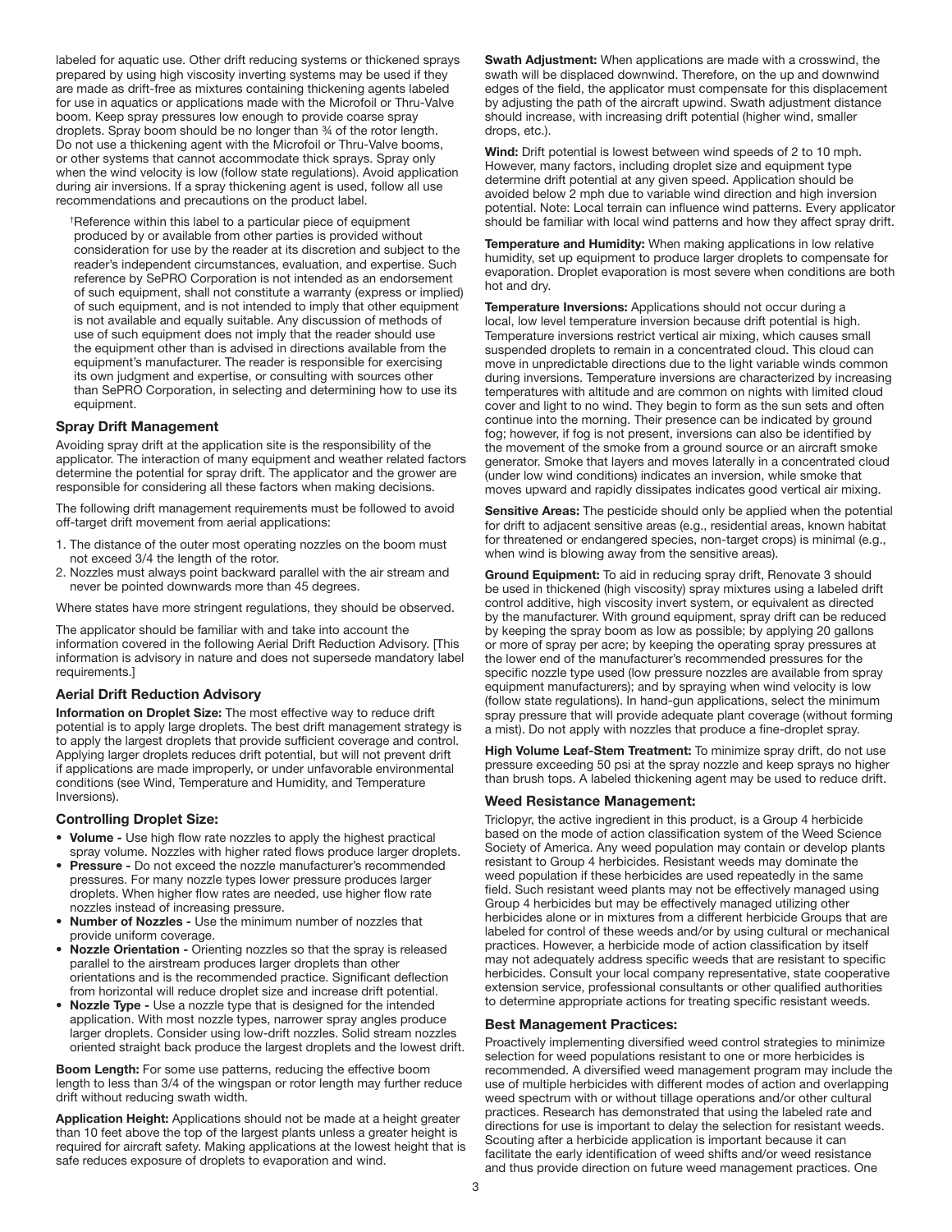labeled for aquatic use. Other drift reducing systems or thickened sprays prepared by using high viscosity inverting systems may be used if they are made as drift-free as mixtures containing thickening agents labeled for use in aquatics or applications made with the Microfoil or Thru-Valve boom. Keep spray pressures low enough to provide coarse spray droplets. Spray boom should be no longer than ¾ of the rotor length. Do not use a thickening agent with the Microfoil or Thru-Valve booms, or other systems that cannot accommodate thick sprays. Spray only when the wind velocity is low (follow state regulations). Avoid application during air inversions. If a spray thickening agent is used, follow all use recommendations and precautions on the product label.

†Reference within this label to a particular piece of equipment produced by or available from other parties is provided without consideration for use by the reader at its discretion and subject to the reader's independent circumstances, evaluation, and expertise. Such reference by SePRO Corporation is not intended as an endorsement of such equipment, shall not constitute a warranty (express or implied) of such equipment, and is not intended to imply that other equipment is not available and equally suitable. Any discussion of methods of use of such equipment does not imply that the reader should use the equipment other than is advised in directions available from the equipment's manufacturer. The reader is responsible for exercising its own judgment and expertise, or consulting with sources other than SePRO Corporation, in selecting and determining how to use its equipment.

### Spray Drift Management

Avoiding spray drift at the application site is the responsibility of the applicator. The interaction of many equipment and weather related factors determine the potential for spray drift. The applicator and the grower are responsible for considering all these factors when making decisions.

The following drift management requirements must be followed to avoid off-target drift movement from aerial applications:

1. The distance of the outer most operating nozzles on the boom must not exceed 3/4 the length of the rotor.
2. Nozzles must always point backward parallel with the air stream and never be pointed downwards more than 45 degrees.

Where states have more stringent regulations, they should be observed.

The applicator should be familiar with and take into account the information covered in the following Aerial Drift Reduction Advisory. [This information is advisory in nature and does not supersede mandatory label requirements.]

### Aerial Drift Reduction Advisory

**Information on Droplet Size:** The most effective way to reduce drift potential is to apply large droplets. The best drift management strategy is to apply the largest droplets that provide sufficient coverage and control. Applying larger droplets reduces drift potential, but will not prevent drift if applications are made improperly, or under unfavorable environmental conditions (see Wind, Temperature and Humidity, and Temperature Inversions).

### Controlling Droplet Size:

- **Volume -** Use high flow rate nozzles to apply the highest practical spray volume. Nozzles with higher rated flows produce larger droplets.
- **Pressure -** Do not exceed the nozzle manufacturer's recommended pressures. For many nozzle types lower pressure produces larger droplets. When higher flow rates are needed, use higher flow rate nozzles instead of increasing pressure.
- **Number of Nozzles -** Use the minimum number of nozzles that provide uniform coverage.
- **Nozzle Orientation -** Orienting nozzles so that the spray is released parallel to the airstream produces larger droplets than other orientations and is the recommended practice. Significant deflection from horizontal will reduce droplet size and increase drift potential.
- **Nozzle Type -** Use a nozzle type that is designed for the intended application. With most nozzle types, narrower spray angles produce larger droplets. Consider using low-drift nozzles. Solid stream nozzles oriented straight back produce the largest droplets and the lowest drift.

**Boom Length:** For some use patterns, reducing the effective boom length to less than 3/4 of the wingspan or rotor length may further reduce drift without reducing swath width.

**Application Height:** Applications should not be made at a height greater than 10 feet above the top of the largest plants unless a greater height is required for aircraft safety. Making applications at the lowest height that is safe reduces exposure of droplets to evaporation and wind.

**Swath Adjustment:** When applications are made with a crosswind, the swath will be displaced downwind. Therefore, on the up and downwind edges of the field, the applicator must compensate for this displacement by adjusting the path of the aircraft upwind. Swath adjustment distance should increase, with increasing drift potential (higher wind, smaller drops, etc.).

**Wind:** Drift potential is lowest between wind speeds of 2 to 10 mph. However, many factors, including droplet size and equipment type determine drift potential at any given speed. Application should be avoided below 2 mph due to variable wind direction and high inversion potential. Note: Local terrain can influence wind patterns. Every applicator should be familiar with local wind patterns and how they affect spray drift.

**Temperature and Humidity:** When making applications in low relative humidity, set up equipment to produce larger droplets to compensate for evaporation. Droplet evaporation is most severe when conditions are both hot and dry.

**Temperature Inversions:** Applications should not occur during a local, low level temperature inversion because drift potential is high. Temperature inversions restrict vertical air mixing, which causes small suspended droplets to remain in a concentrated cloud. This cloud can move in unpredictable directions due to the light variable winds common during inversions. Temperature inversions are characterized by increasing temperatures with altitude and are common on nights with limited cloud cover and light to no wind. They begin to form as the sun sets and often continue into the morning. Their presence can be indicated by ground fog; however, if fog is not present, inversions can also be identified by the movement of the smoke from a ground source or an aircraft smoke generator. Smoke that layers and moves laterally in a concentrated cloud (under low wind conditions) indicates an inversion, while smoke that moves upward and rapidly dissipates indicates good vertical air mixing.

**Sensitive Areas:** The pesticide should only be applied when the potential for drift to adjacent sensitive areas (e.g., residential areas, known habitat for threatened or endangered species, non-target crops) is minimal (e.g., when wind is blowing away from the sensitive areas).

**Ground Equipment:** To aid in reducing spray drift, Renovate 3 should be used in thickened (high viscosity) spray mixtures using a labeled drift control additive, high viscosity invert system, or equivalent as directed by the manufacturer. With ground equipment, spray drift can be reduced by keeping the spray boom as low as possible; by applying 20 gallons or more of spray per acre; by keeping the operating spray pressures at the lower end of the manufacturer's recommended pressures for the specific nozzle type used (low pressure nozzles are available from spray equipment manufacturers); and by spraying when wind velocity is low (follow state regulations). In hand-gun applications, select the minimum spray pressure that will provide adequate plant coverage (without forming a mist). Do not apply with nozzles that produce a fine-droplet spray.

**High Volume Leaf-Stem Treatment:** To minimize spray drift, do not use pressure exceeding 50 psi at the spray nozzle and keep sprays no higher than brush tops. A labeled thickening agent may be used to reduce drift.

### Weed Resistance Management:

Triclopyr, the active ingredient in this product, is a Group 4 herbicide based on the mode of action classification system of the Weed Science Society of America. Any weed population may contain or develop plants resistant to Group 4 herbicides. Resistant weeds may dominate the weed population if these herbicides are used repeatedly in the same field. Such resistant weed plants may not be effectively managed using Group 4 herbicides but may be effectively managed utilizing other herbicides alone or in mixtures from a different herbicide Groups that are labeled for control of these weeds and/or by using cultural or mechanical practices. However, a herbicide mode of action classification by itself may not adequately address specific weeds that are resistant to specific herbicides. Consult your local company representative, state cooperative extension service, professional consultants or other qualified authorities to determine appropriate actions for treating specific resistant weeds.

### Best Management Practices:

Proactively implementing diversified weed control strategies to minimize selection for weed populations resistant to one or more herbicides is recommended. A diversified weed management program may include the use of multiple herbicides with different modes of action and overlapping weed spectrum with or without tillage operations and/or other cultural practices. Research has demonstrated that using the labeled rate and directions for use is important to delay the selection for resistant weeds. Scouting after a herbicide application is important because it can facilitate the early identification of weed shifts and/or weed resistance and thus provide direction on future weed management practices. One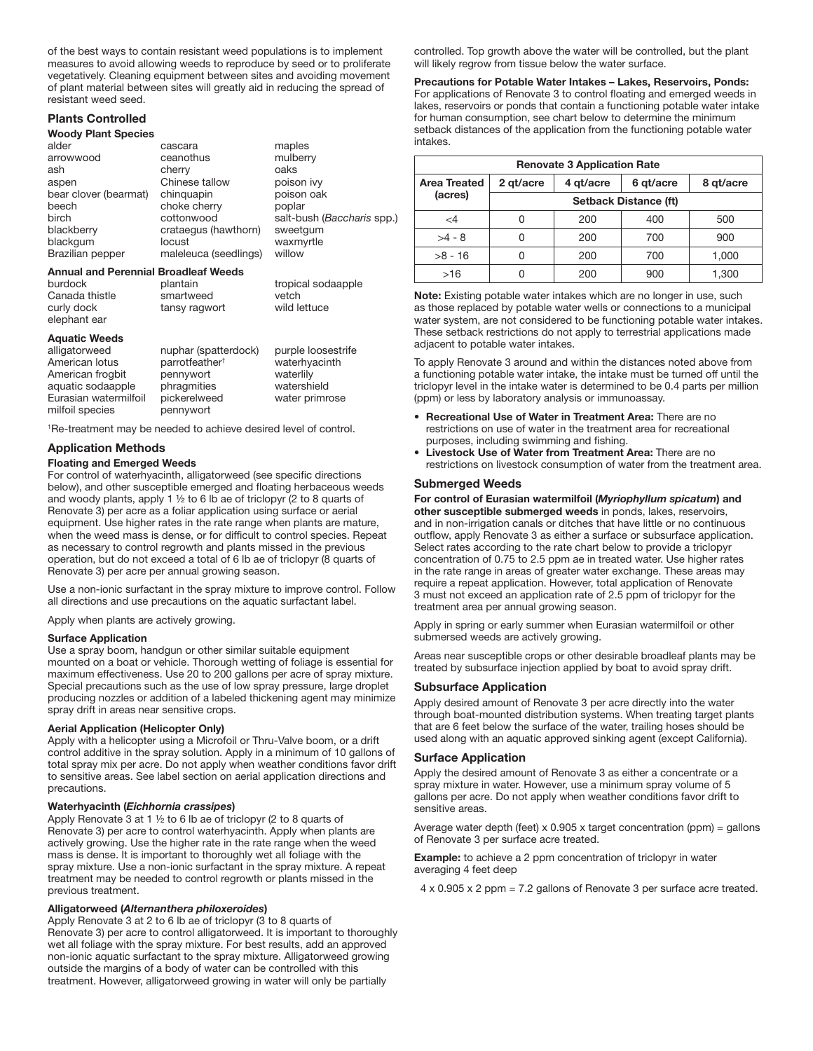of the best ways to contain resistant weed populations is to implement measures to avoid allowing weeds to reproduce by seed or to proliferate vegetatively. Cleaning equipment between sites and avoiding movement of plant material between sites will greatly aid in reducing the spread of resistant weed seed.

## Plants Controlled

### Woody Plant Species

| | | |
|---|---|---|
| alder | cascara | maples |
| arrowwood | ceanothus | mulberry |
| ash | cherry | oaks |
| aspen | Chinese tallow | poison ivy |
| bear clover (bearmat) | chinquapin | poison oak |
| beech | choke cherry | poplar |
| birch | cottonwood | salt-bush (*Baccharis* spp.) |
| blackberry | crataegus (hawthorn) | sweetgum |
| blackgum | locust | waxmyrtle |
| Brazilian pepper | maleleuca (seedlings) | willow |

### Annual and Perennial Broadleaf Weeds

| | | |
|---|---|---|
| burdock | plantain | tropical sodaapple |
| Canada thistle | smartweed | vetch |
| curly dock | tansy ragwort | wild lettuce |
| elephant ear | | |

### Aquatic Weeds

| | | |
|---|---|---|
| alligatorweed | nuphar (spatterdock) | purple loosestrife |
| American lotus | parrotfeather[†] | waterhyacinth |
| American frogbit | pennywort | waterlily |
| aquatic sodaapple | phragmities | watershield |
| Eurasian watermilfoil | pickerelweed | water primrose |
| milfoil species | pennywort | |

[†]Re-treatment may be needed to achieve desired level of control.

## Application Methods

### Floating and Emerged Weeds

For control of waterhyacinth, alligatorweed (see specific directions below), and other susceptible emerged and floating herbaceous weeds and woody plants, apply 1 ½ to 6 lb ae of triclopyr (2 to 8 quarts of Renovate 3) per acre as a foliar application using surface or aerial equipment. Use higher rates in the rate range when plants are mature, when the weed mass is dense, or for difficult to control species. Repeat as necessary to control regrowth and plants missed in the previous operation, but do not exceed a total of 6 lb ae of triclopyr (8 quarts of Renovate 3) per acre per annual growing season.

Use a non-ionic surfactant in the spray mixture to improve control. Follow all directions and use precautions on the aquatic surfactant label.

Apply when plants are actively growing.

#### Surface Application

Use a spray boom, handgun or other similar suitable equipment mounted on a boat or vehicle. Thorough wetting of foliage is essential for maximum effectiveness. Use 20 to 200 gallons per acre of spray mixture. Special precautions such as the use of low spray pressure, large droplet producing nozzles or addition of a labeled thickening agent may minimize spray drift in areas near sensitive crops.

#### Aerial Application (Helicopter Only)

Apply with a helicopter using a Microfoil or Thru-Valve boom, or a drift control additive in the spray solution. Apply in a minimum of 10 gallons of total spray mix per acre. Do not apply when weather conditions favor drift to sensitive areas. See label section on aerial application directions and precautions.

#### Waterhyacinth (*Eichhornia crassipes*)

Apply Renovate 3 at 1 ½ to 6 lb ae of triclopyr (2 to 8 quarts of Renovate 3) per acre to control waterhyacinth. Apply when plants are actively growing. Use the higher rate in the rate range when the weed mass is dense. It is important to thoroughly wet all foliage with the spray mixture. Use a non-ionic surfactant in the spray mixture. A repeat treatment may be needed to control regrowth or plants missed in the previous treatment.

#### Alligatorweed (*Alternanthera philoxeroides*)

Apply Renovate 3 at 2 to 6 lb ae of triclopyr (3 to 8 quarts of Renovate 3) per acre to control alligatorweed. It is important to thoroughly wet all foliage with the spray mixture. For best results, add an approved non-ionic aquatic surfactant to the spray mixture. Alligatorweed growing outside the margins of a body of water can be controlled with this treatment. However, alligatorweed growing in water will only be partially controlled. Top growth above the water will be controlled, but the plant will likely regrow from tissue below the water surface.

**Precautions for Potable Water Intakes – Lakes, Reservoirs, Ponds:** For applications of Renovate 3 to control floating and emerged weeds in lakes, reservoirs or ponds that contain a functioning potable water intake for human consumption, see chart below to determine the minimum setback distances of the application from the functioning potable water intakes.

| Renovate 3 Application Rate | | | | |
|---|---|---|---|---|
| **Area Treated (acres)** | **2 qt/acre** | **4 qt/acre** | **6 qt/acre** | **8 qt/acre** |
| | **Setback Distance (ft)** | | | |
| <4 | 0 | 200 | 400 | 500 |
| >4 - 8 | 0 | 200 | 700 | 900 |
| >8 - 16 | 0 | 200 | 700 | 1,000 |
| >16 | 0 | 200 | 900 | 1,300 |

**Note:** Existing potable water intakes which are no longer in use, such as those replaced by potable water wells or connections to a municipal water system, are not considered to be functioning potable water intakes. These setback restrictions do not apply to terrestrial applications made adjacent to potable water intakes.

To apply Renovate 3 around and within the distances noted above from a functioning potable water intake, the intake must be turned off until the triclopyr level in the intake water is determined to be 0.4 parts per million (ppm) or less by laboratory analysis or immunoassay.

- **Recreational Use of Water in Treatment Area:** There are no restrictions on use of water in the treatment area for recreational purposes, including swimming and fishing.
- **Livestock Use of Water from Treatment Area:** There are no restrictions on livestock consumption of water from the treatment area.

### Submerged Weeds

**For control of Eurasian watermilfoil (*Myriophyllum spicatum*) and other susceptible submerged weeds** in ponds, lakes, reservoirs, and in non-irrigation canals or ditches that have little or no continuous outflow, apply Renovate 3 as either a surface or subsurface application. Select rates according to the rate chart below to provide a triclopyr concentration of 0.75 to 2.5 ppm ae in treated water. Use higher rates in the rate range in areas of greater water exchange. These areas may require a repeat application. However, total application of Renovate 3 must not exceed an application rate of 2.5 ppm of triclopyr for the treatment area per annual growing season.

Apply in spring or early summer when Eurasian watermilfoil or other submersed weeds are actively growing.

Areas near susceptible crops or other desirable broadleaf plants may be treated by subsurface injection applied by boat to avoid spray drift.

### Subsurface Application

Apply desired amount of Renovate 3 per acre directly into the water through boat-mounted distribution systems. When treating target plants that are 6 feet below the surface of the water, trailing hoses should be used along with an aquatic approved sinking agent (except California).

### Surface Application

Apply the desired amount of Renovate 3 as either a concentrate or a spray mixture in water. However, use a minimum spray volume of 5 gallons per acre. Do not apply when weather conditions favor drift to sensitive areas.

Average water depth (feet) x 0.905 x target concentration (ppm) = gallons of Renovate 3 per surface acre treated.

**Example:** to achieve a 2 ppm concentration of triclopyr in water averaging 4 feet deep

4 x 0.905 x 2 ppm = 7.2 gallons of Renovate 3 per surface acre treated.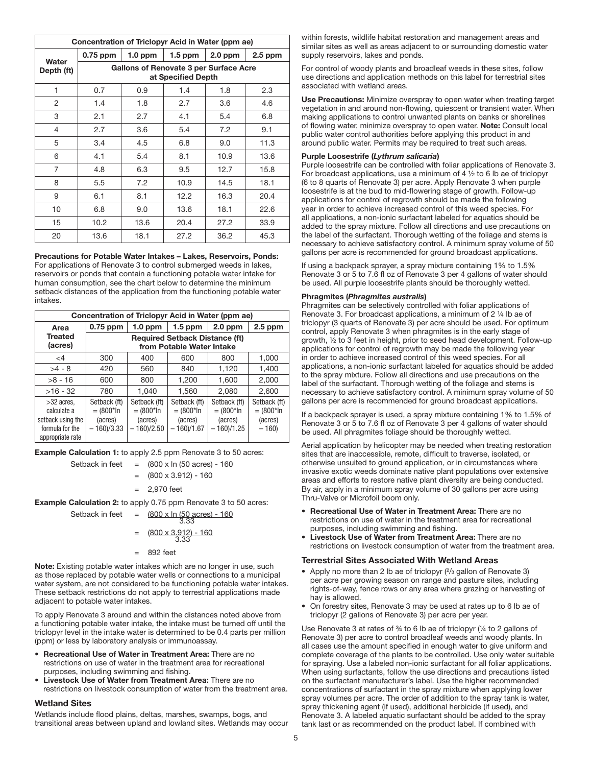| Concentration of Triclopyr Acid in Water (ppm ae) | | | | | |
|---|---|---|---|---|---|
| Water Depth (ft) | 0.75 ppm | 1.0 ppm | 1.5 ppm | 2.0 ppm | 2.5 ppm |
| | Gallons of Renovate 3 per Surface Acre at Specified Depth | | | | |
| 1 | 0.7 | 0.9 | 1.4 | 1.8 | 2.3 |
| 2 | 1.4 | 1.8 | 2.7 | 3.6 | 4.6 |
| 3 | 2.1 | 2.7 | 4.1 | 5.4 | 6.8 |
| 4 | 2.7 | 3.6 | 5.4 | 7.2 | 9.1 |
| 5 | 3.4 | 4.5 | 6.8 | 9.0 | 11.3 |
| 6 | 4.1 | 5.4 | 8.1 | 10.9 | 13.6 |
| 7 | 4.8 | 6.3 | 9.5 | 12.7 | 15.8 |
| 8 | 5.5 | 7.2 | 10.9 | 14.5 | 18.1 |
| 9 | 6.1 | 8.1 | 12.2 | 16.3 | 20.4 |
| 10 | 6.8 | 9.0 | 13.6 | 18.1 | 22.6 |
| 15 | 10.2 | 13.6 | 20.4 | 27.2 | 33.9 |
| 20 | 13.6 | 18.1 | 27.2 | 36.2 | 45.3 |

**Precautions for Potable Water Intakes – Lakes, Reservoirs, Ponds:** For applications of Renovate 3 to control submerged weeds in lakes, reservoirs or ponds that contain a functioning potable water intake for human consumption, see the chart below to determine the minimum setback distances of the application from the functioning potable water intakes.

| Concentration of Triclopyr Acid in Water (ppm ae) | | | | | |
|---|---|---|---|---|---|
| Area Treated (acres) | 0.75 ppm | 1.0 ppm | 1.5 ppm | 2.0 ppm | 2.5 ppm |
| | Required Setback Distance (ft) from Potable Water Intake | | | | |
| <4 | 300 | 400 | 600 | 800 | 1,000 |
| >4 - 8 | 420 | 560 | 840 | 1,120 | 1,400 |
| >8 - 16 | 600 | 800 | 1,200 | 1,600 | 2,000 |
| >16 - 32 | 780 | 1,040 | 1,560 | 2,080 | 2,600 |
| >32 acres, calculate a setback using the formula for the appropriate rate | Setback (ft) = (800*ln (acres) – 160)/3.33 | Setback (ft) = (800*ln (acres) – 160)/2.50 | Setback (ft) = (800*ln (acres) – 160)/1.67 | Setback (ft) = (800*ln (acres) – 160)/1.25 | Setback (ft) = (800*ln (acres) – 160) |

**Example Calculation 1:** to apply 2.5 ppm Renovate 3 to 50 acres:

$$\text{Setback in feet} = (800 \times \ln (50 \text{ acres}) - 160$$
$$= (800 \times 3.912) - 160$$
$$= 2{,}970 \text{ feet}$$

**Example Calculation 2:** to apply 0.75 ppm Renovate 3 to 50 acres:

$$\text{Setback in feet} = \frac{(800 \times \ln (50 \text{ acres}) - 160}{3.33}$$
$$= \frac{(800 \times 3.912) - 160}{3.33}$$
$$= 892 \text{ feet}$$

**Note:** Existing potable water intakes which are no longer in use, such as those replaced by potable water wells or connections to a municipal water system, are not considered to be functioning potable water intakes. These setback restrictions do not apply to terrestrial applications made adjacent to potable water intakes.

To apply Renovate 3 around and within the distances noted above from a functioning potable water intake, the intake must be turned off until the triclopyr level in the intake water is determined to be 0.4 parts per million (ppm) or less by laboratory analysis or immunoassay.

- **Recreational Use of Water in Treatment Area:** There are no restrictions on use of water in the treatment area for recreational purposes, including swimming and fishing.
- **Livestock Use of Water from Treatment Area:** There are no restrictions on livestock consumption of water from the treatment area.

### Wetland Sites

Wetlands include flood plains, deltas, marshes, swamps, bogs, and transitional areas between upland and lowland sites. Wetlands may occur within forests, wildlife habitat restoration and management areas and similar sites as well as areas adjacent to or surrounding domestic water supply reservoirs, lakes and ponds.

For control of woody plants and broadleaf weeds in these sites, follow use directions and application methods on this label for terrestrial sites associated with wetland areas.

**Use Precautions:** Minimize overspray to open water when treating target vegetation in and around non-flowing, quiescent or transient water. When making applications to control unwanted plants on banks or shorelines of flowing water, minimize overspray to open water. **Note:** Consult local public water control authorities before applying this product in and around public water. Permits may be required to treat such areas.

**Purple Loosestrife (*Lythrum salicaria*)**

Purple loosestrife can be controlled with foliar applications of Renovate 3. For broadcast applications, use a minimum of 4 ½ to 6 lb ae of triclopyr (6 to 8 quarts of Renovate 3) per acre. Apply Renovate 3 when purple loosestrife is at the bud to mid-flowering stage of growth. Follow-up applications for control of regrowth should be made the following year in order to achieve increased control of this weed species. For all applications, a non-ionic surfactant labeled for aquatics should be added to the spray mixture. Follow all directions and use precautions on the label of the surfactant. Thorough wetting of the foliage and stems is necessary to achieve satisfactory control. A minimum spray volume of 50 gallons per acre is recommended for ground broadcast applications.

If using a backpack sprayer, a spray mixture containing 1% to 1.5% Renovate 3 or 5 to 7.6 fl oz of Renovate 3 per 4 gallons of water should be used. All purple loosestrife plants should be thoroughly wetted.

**Phragmites (*Phragmites australis*)**

Phragmites can be selectively controlled with foliar applications of Renovate 3. For broadcast applications, a minimum of 2 ¼ lb ae of triclopyr (3 quarts of Renovate 3) per acre should be used. For optimum control, apply Renovate 3 when phragmites is in the early stage of growth, ½ to 3 feet in height, prior to seed head development. Follow-up applications for control of regrowth may be made the following year in order to achieve increased control of this weed species. For all applications, a non-ionic surfactant labeled for aquatics should be added to the spray mixture. Follow all directions and use precautions on the label of the surfactant. Thorough wetting of the foliage and stems is necessary to achieve satisfactory control. A minimum spray volume of 50 gallons per acre is recommended for ground broadcast applications.

If a backpack sprayer is used, a spray mixture containing 1% to 1.5% of Renovate 3 or 5 to 7.6 fl oz of Renovate 3 per 4 gallons of water should be used. All phragmites foliage should be thoroughly wetted.

Aerial application by helicopter may be needed when treating restoration sites that are inaccessible, remote, difficult to traverse, isolated, or otherwise unsuited to ground application, or in circumstances where invasive exotic weeds dominate native plant populations over extensive areas and efforts to restore native plant diversity are being conducted. By air, apply in a minimum spray volume of 30 gallons per acre using Thru-Valve or Microfoil boom only.

- **Recreational Use of Water in Treatment Area:** There are no restrictions on use of water in the treatment area for recreational purposes, including swimming and fishing.
- **Livestock Use of Water from Treatment Area:** There are no restrictions on livestock consumption of water from the treatment area.

### Terrestrial Sites Associated With Wetland Areas

- Apply no more than 2 lb ae of triclopyr (⅔ gallon of Renovate 3) per acre per growing season on range and pasture sites, including rights-of-way, fence rows or any area where grazing or harvesting of hay is allowed.
- On forestry sites, Renovate 3 may be used at rates up to 6 lb ae of triclopyr (2 gallons of Renovate 3) per acre per year.

Use Renovate 3 at rates of ¾ to 6 lb ae of triclopyr (¼ to 2 gallons of Renovate 3) per acre to control broadleaf weeds and woody plants. In all cases use the amount specified in enough water to give uniform and complete coverage of the plants to be controlled. Use only water suitable for spraying. Use a labeled non-ionic surfactant for all foliar applications. When using surfactants, follow the use directions and precautions listed on the surfactant manufacturer's label. Use the higher recommended concentrations of surfactant in the spray mixture when applying lower spray volumes per acre. The order of addition to the spray tank is water, spray thickening agent (if used), additional herbicide (if used), and Renovate 3. A labeled aquatic surfactant should be added to the spray tank last or as recommended on the product label. If combined with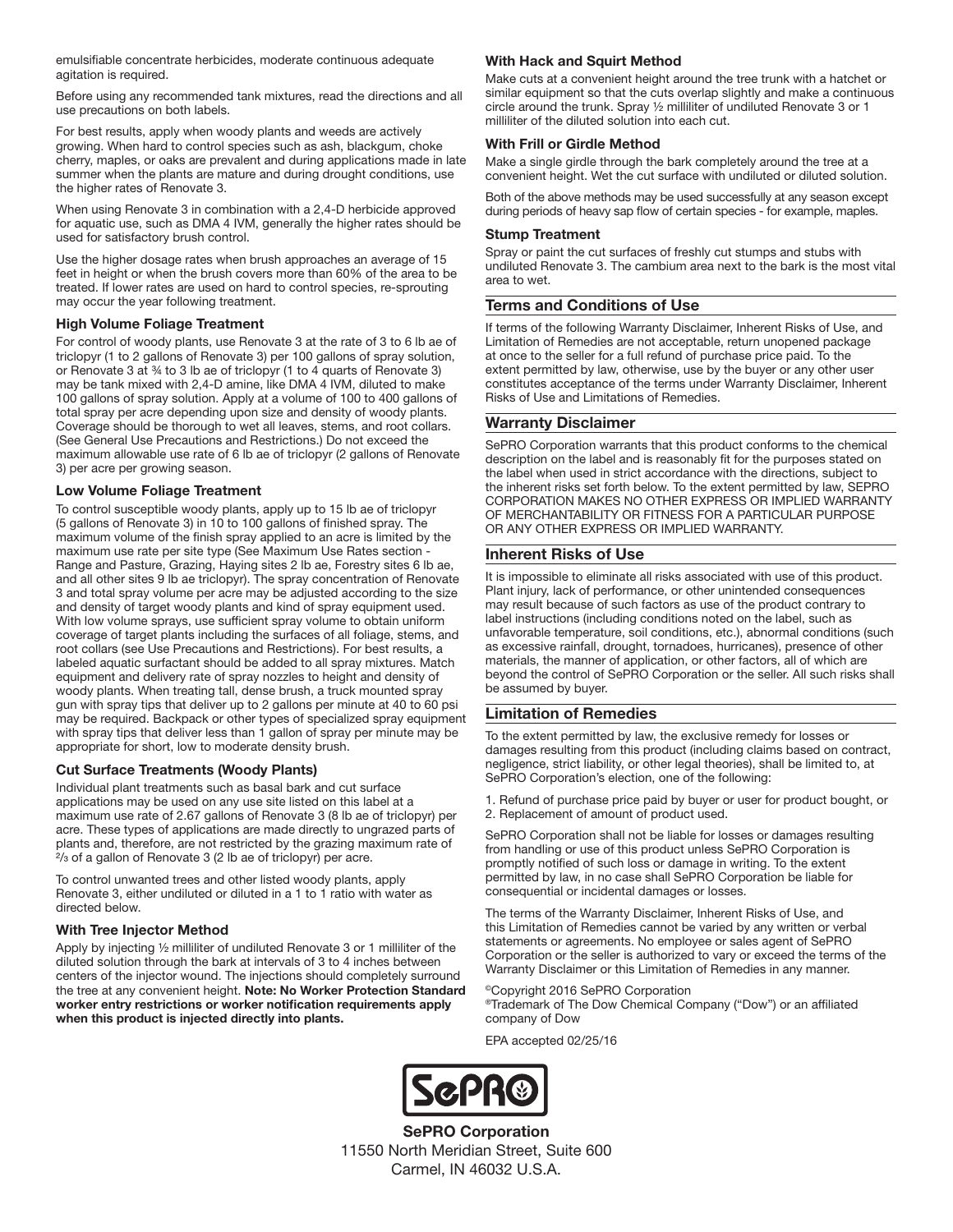emulsifiable concentrate herbicides, moderate continuous adequate agitation is required.

Before using any recommended tank mixtures, read the directions and all use precautions on both labels.

For best results, apply when woody plants and weeds are actively growing. When hard to control species such as ash, blackgum, choke cherry, maples, or oaks are prevalent and during applications made in late summer when the plants are mature and during drought conditions, use the higher rates of Renovate 3.

When using Renovate 3 in combination with a 2,4-D herbicide approved for aquatic use, such as DMA 4 IVM, generally the higher rates should be used for satisfactory brush control.

Use the higher dosage rates when brush approaches an average of 15 feet in height or when the brush covers more than 60% of the area to be treated. If lower rates are used on hard to control species, re-sprouting may occur the year following treatment.

### High Volume Foliage Treatment

For control of woody plants, use Renovate 3 at the rate of 3 to 6 lb ae of triclopyr (1 to 2 gallons of Renovate 3) per 100 gallons of spray solution, or Renovate 3 at ¾ to 3 lb ae of triclopyr (1 to 4 quarts of Renovate 3) may be tank mixed with 2,4-D amine, like DMA 4 IVM, diluted to make 100 gallons of spray solution. Apply at a volume of 100 to 400 gallons of total spray per acre depending upon size and density of woody plants. Coverage should be thorough to wet all leaves, stems, and root collars. (See General Use Precautions and Restrictions.) Do not exceed the maximum allowable use rate of 6 lb ae of triclopyr (2 gallons of Renovate 3) per acre per growing season.

### Low Volume Foliage Treatment

To control susceptible woody plants, apply up to 15 lb ae of triclopyr (5 gallons of Renovate 3) in 10 to 100 gallons of finished spray. The maximum volume of the finish spray applied to an acre is limited by the maximum use rate per site type (See Maximum Use Rates section - Range and Pasture, Grazing, Haying sites 2 lb ae, Forestry sites 6 lb ae, and all other sites 9 lb ae triclopyr). The spray concentration of Renovate 3 and total spray volume per acre may be adjusted according to the size and density of target woody plants and kind of spray equipment used. With low volume sprays, use sufficient spray volume to obtain uniform coverage of target plants including the surfaces of all foliage, stems, and root collars (see Use Precautions and Restrictions). For best results, a labeled aquatic surfactant should be added to all spray mixtures. Match equipment and delivery rate of spray nozzles to height and density of woody plants. When treating tall, dense brush, a truck mounted spray gun with spray tips that deliver up to 2 gallons per minute at 40 to 60 psi may be required. Backpack or other types of specialized spray equipment with spray tips that deliver less than 1 gallon of spray per minute may be appropriate for short, low to moderate density brush.

### Cut Surface Treatments (Woody Plants)

Individual plant treatments such as basal bark and cut surface applications may be used on any use site listed on this label at a maximum use rate of 2.67 gallons of Renovate 3 (8 lb ae of triclopyr) per acre. These types of applications are made directly to ungrazed parts of plants and, therefore, are not restricted by the grazing maximum rate of ⅔ of a gallon of Renovate 3 (2 lb ae of triclopyr) per acre.

To control unwanted trees and other listed woody plants, apply Renovate 3, either undiluted or diluted in a 1 to 1 ratio with water as directed below.

### With Tree Injector Method

Apply by injecting ½ milliliter of undiluted Renovate 3 or 1 milliliter of the diluted solution through the bark at intervals of 3 to 4 inches between centers of the injector wound. The injections should completely surround the tree at any convenient height. **Note: No Worker Protection Standard worker entry restrictions or worker notification requirements apply when this product is injected directly into plants.**

### With Hack and Squirt Method

Make cuts at a convenient height around the tree trunk with a hatchet or similar equipment so that the cuts overlap slightly and make a continuous circle around the trunk. Spray ½ milliliter of undiluted Renovate 3 or 1 milliliter of the diluted solution into each cut.

### With Frill or Girdle Method

Make a single girdle through the bark completely around the tree at a convenient height. Wet the cut surface with undiluted or diluted solution.

Both of the above methods may be used successfully at any season except during periods of heavy sap flow of certain species - for example, maples.

### Stump Treatment

Spray or paint the cut surfaces of freshly cut stumps and stubs with undiluted Renovate 3. The cambium area next to the bark is the most vital area to wet.

## Terms and Conditions of Use

If terms of the following Warranty Disclaimer, Inherent Risks of Use, and Limitation of Remedies are not acceptable, return unopened package at once to the seller for a full refund of purchase price paid. To the extent permitted by law, otherwise, use by the buyer or any other user constitutes acceptance of the terms under Warranty Disclaimer, Inherent Risks of Use and Limitations of Remedies.

## Warranty Disclaimer

SePRO Corporation warrants that this product conforms to the chemical description on the label and is reasonably fit for the purposes stated on the label when used in strict accordance with the directions, subject to the inherent risks set forth below. To the extent permitted by law, SEPRO CORPORATION MAKES NO OTHER EXPRESS OR IMPLIED WARRANTY OF MERCHANTABILITY OR FITNESS FOR A PARTICULAR PURPOSE OR ANY OTHER EXPRESS OR IMPLIED WARRANTY.

## Inherent Risks of Use

It is impossible to eliminate all risks associated with use of this product. Plant injury, lack of performance, or other unintended consequences may result because of such factors as use of the product contrary to label instructions (including conditions noted on the label, such as unfavorable temperature, soil conditions, etc.), abnormal conditions (such as excessive rainfall, drought, tornadoes, hurricanes), presence of other materials, the manner of application, or other factors, all of which are beyond the control of SePRO Corporation or the seller. All such risks shall be assumed by buyer.

## Limitation of Remedies

To the extent permitted by law, the exclusive remedy for losses or damages resulting from this product (including claims based on contract, negligence, strict liability, or other legal theories), shall be limited to, at SePRO Corporation's election, one of the following:

1. Refund of purchase price paid by buyer or user for product bought, or
2. Replacement of amount of product used.

SePRO Corporation shall not be liable for losses or damages resulting from handling or use of this product unless SePRO Corporation is promptly notified of such loss or damage in writing. To the extent permitted by law, in no case shall SePRO Corporation be liable for consequential or incidental damages or losses.

The terms of the Warranty Disclaimer, Inherent Risks of Use, and this Limitation of Remedies cannot be varied by any written or verbal statements or agreements. No employee or sales agent of SePRO Corporation or the seller is authorized to vary or exceed the terms of the Warranty Disclaimer or this Limitation of Remedies in any manner.

©Copyright 2016 SePRO Corporation
®Trademark of The Dow Chemical Company ("Dow") or an affiliated company of Dow

EPA accepted 02/25/16

SePRO

**SePRO Corporation**
11550 North Meridian Street, Suite 600
Carmel, IN 46032 U.S.A.